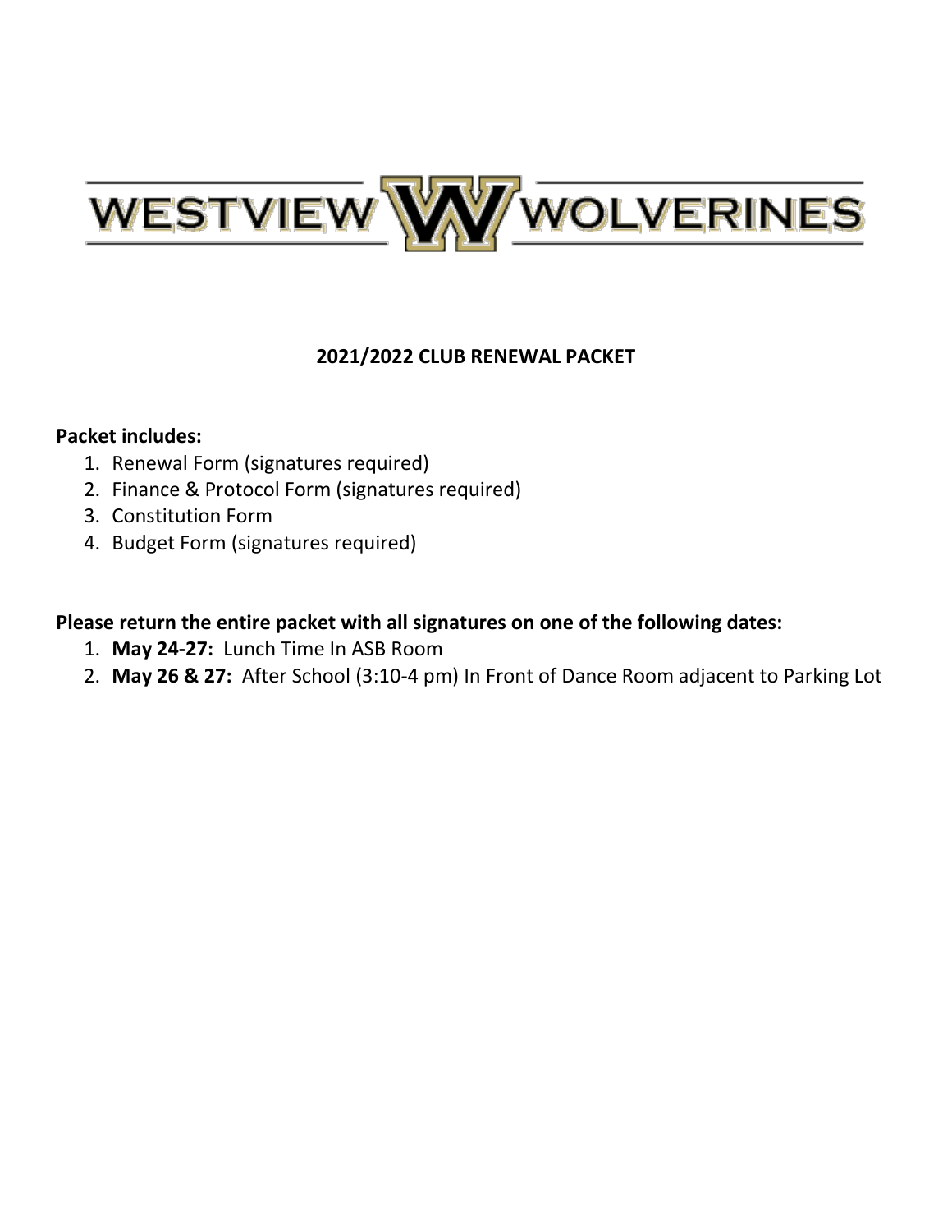WESTVIEW W WOLVERINES

## 2021/2022 CLUB RENEWAL PACKET

**Packet includes:**

1. Renewal Form (signatures required)
2. Finance & Protocol Form (signatures required)
3. Constitution Form
4. Budget Form (signatures required)

**Please return the entire packet with all signatures on one of the following dates:**

1. **May 24-27:** Lunch Time In ASB Room
2. **May 26 & 27:** After School (3:10-4 pm) In Front of Dance Room adjacent to Parking Lot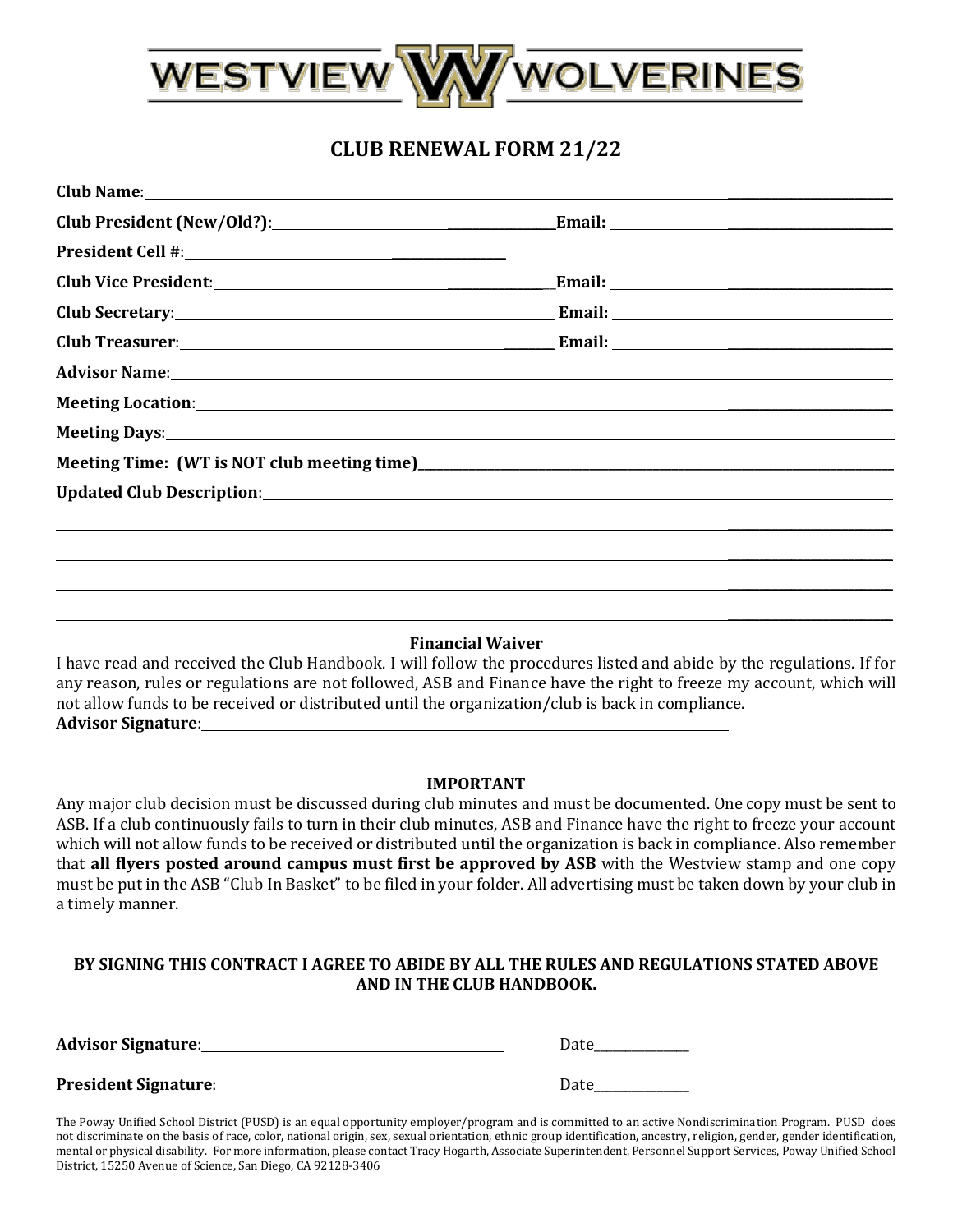WESTVIEW WOLVERINES

# CLUB RENEWAL FORM 21/22

**Club Name**: ______________________________

**Club President (New/Old?)**: ______________________ **Email:** ______________________

**President Cell #**: ______________________

**Club Vice President**: ______________________ **Email:** ______________________

**Club Secretary**: ______________________ **Email:** ______________________

**Club Treasurer**: ______________________ **Email:** ______________________

**Advisor Name**: ______________________________

**Meeting Location**: ______________________________

**Meeting Days**: ______________________________

**Meeting Time: (WT is NOT club meeting time)** ______________________________

**Updated Club Description**: ______________________________

______________________________

______________________________

______________________________

______________________________

**Financial Waiver**

I have read and received the Club Handbook. I will follow the procedures listed and abide by the regulations. If for any reason, rules or regulations are not followed, ASB and Finance have the right to freeze my account, which will not allow funds to be received or distributed until the organization/club is back in compliance.

**Advisor Signature**: ______________________________

**IMPORTANT**

Any major club decision must be discussed during club minutes and must be documented. One copy must be sent to ASB. If a club continuously fails to turn in their club minutes, ASB and Finance have the right to freeze your account which will not allow funds to be received or distributed until the organization is back in compliance. Also remember that **all flyers posted around campus must first be approved by ASB** with the Westview stamp and one copy must be put in the ASB "Club In Basket" to be filed in your folder. All advertising must be taken down by your club in a timely manner.

**BY SIGNING THIS CONTRACT I AGREE TO ABIDE BY ALL THE RULES AND REGULATIONS STATED ABOVE AND IN THE CLUB HANDBOOK.**

**Advisor Signature**: ______________________ Date______________

**President Signature**: ______________________ Date______________

The Poway Unified School District (PUSD) is an equal opportunity employer/program and is committed to an active Nondiscrimination Program. PUSD does not discriminate on the basis of race, color, national origin, sex, sexual orientation, ethnic group identification, ancestry, religion, gender, gender identification, mental or physical disability. For more information, please contact Tracy Hogarth, Associate Superintendent, Personnel Support Services, Poway Unified School District, 15250 Avenue of Science, San Diego, CA 92128-3406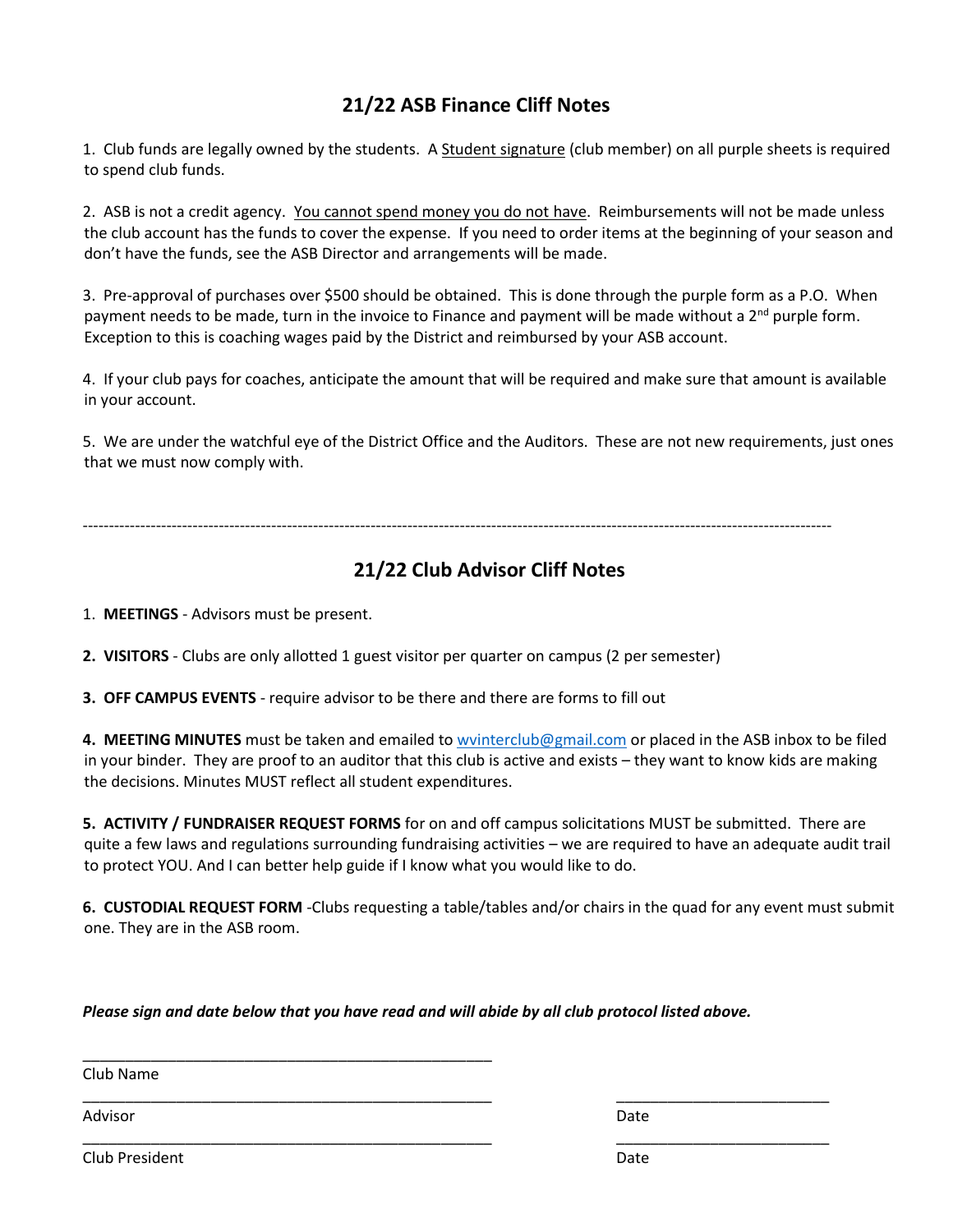## 21/22 ASB Finance Cliff Notes

1. Club funds are legally owned by the students. A Student signature (club member) on all purple sheets is required to spend club funds.

2. ASB is not a credit agency. You cannot spend money you do not have. Reimbursements will not be made unless the club account has the funds to cover the expense. If you need to order items at the beginning of your season and don't have the funds, see the ASB Director and arrangements will be made.

3. Pre-approval of purchases over $500 should be obtained. This is done through the purple form as a P.O. When payment needs to be made, turn in the invoice to Finance and payment will be made without a 2nd purple form. Exception to this is coaching wages paid by the District and reimbursed by your ASB account.

4. If your club pays for coaches, anticipate the amount that will be required and make sure that amount is available in your account.

5. We are under the watchful eye of the District Office and the Auditors. These are not new requirements, just ones that we must now comply with.

---

## 21/22 Club Advisor Cliff Notes

1. **MEETINGS** - Advisors must be present.

2. **VISITORS** - Clubs are only allotted 1 guest visitor per quarter on campus (2 per semester)

3. **OFF CAMPUS EVENTS** - require advisor to be there and there are forms to fill out

4. **MEETING MINUTES** must be taken and emailed to wvinterclub@gmail.com or placed in the ASB inbox to be filed in your binder. They are proof to an auditor that this club is active and exists – they want to know kids are making the decisions. Minutes MUST reflect all student expenditures.

5. **ACTIVITY / FUNDRAISER REQUEST FORMS** for on and off campus solicitations MUST be submitted. There are quite a few laws and regulations surrounding fundraising activities – we are required to have an adequate audit trail to protect YOU. And I can better help guide if I know what you would like to do.

6. **CUSTODIAL REQUEST FORM** -Clubs requesting a table/tables and/or chairs in the quad for any event must submit one. They are in the ASB room.

***Please sign and date below that you have read and will abide by all club protocol listed above.***

\_\_\_\_\_\_\_\_\_\_\_\_\_\_\_\_\_\_\_\_\_\_\_\_\_\_\_\_\_\_\_\_\_\_\_\_\_\_\_\_\_\_\_\_\_\_\_\_
Club Name

\_\_\_\_\_\_\_\_\_\_\_\_\_\_\_\_\_\_\_\_\_\_\_\_\_\_\_\_\_\_\_\_\_\_\_\_\_\_\_\_\_\_\_\_\_\_\_\_ \_\_\_\_\_\_\_\_\_\_\_\_\_\_\_\_\_\_\_\_\_\_\_\_\_
Advisor Date

\_\_\_\_\_\_\_\_\_\_\_\_\_\_\_\_\_\_\_\_\_\_\_\_\_\_\_\_\_\_\_\_\_\_\_\_\_\_\_\_\_\_\_\_\_\_\_\_ \_\_\_\_\_\_\_\_\_\_\_\_\_\_\_\_\_\_\_\_\_\_\_\_\_
Club President Date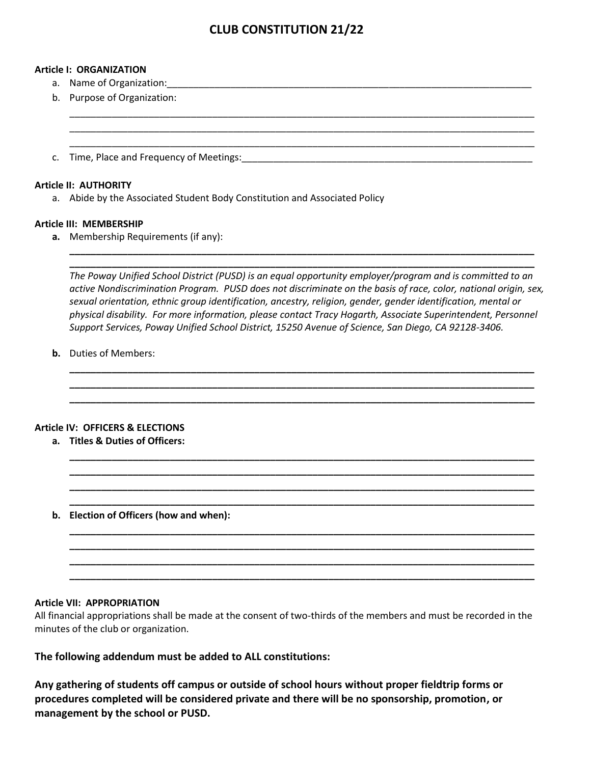# CLUB CONSTITUTION 21/22

**Article I: ORGANIZATION**

a. Name of Organization:___________________________________________________________________________

b. Purpose of Organization:

______________________________________________________________________________________________
______________________________________________________________________________________________
______________________________________________________________________________________________

c. Time, Place and Frequency of Meetings:_________________________________________________________

**Article II: AUTHORITY**

a. Abide by the Associated Student Body Constitution and Associated Policy

**Article III: MEMBERSHIP**

**a.** Membership Requirements (if any):

______________________________________________________________________________________________
______________________________________________________________________________________________

*The Poway Unified School District (PUSD) is an equal opportunity employer/program and is committed to an active Nondiscrimination Program. PUSD does not discriminate on the basis of race, color, national origin, sex, sexual orientation, ethnic group identification, ancestry, religion, gender, gender identification, mental or physical disability. For more information, please contact Tracy Hogarth, Associate Superintendent, Personnel Support Services, Poway Unified School District, 15250 Avenue of Science, San Diego, CA 92128-3406.*

**b.** Duties of Members:

______________________________________________________________________________________________
______________________________________________________________________________________________
______________________________________________________________________________________________

**Article IV: OFFICERS & ELECTIONS**

**a. Titles & Duties of Officers:**

______________________________________________________________________________________________
______________________________________________________________________________________________
______________________________________________________________________________________________
______________________________________________________________________________________________

**b. Election of Officers (how and when):**

______________________________________________________________________________________________
______________________________________________________________________________________________
______________________________________________________________________________________________
______________________________________________________________________________________________

**Article VII: APPROPRIATION**

All financial appropriations shall be made at the consent of two-thirds of the members and must be recorded in the minutes of the club or organization.

**The following addendum must be added to ALL constitutions:**

**Any gathering of students off campus or outside of school hours without proper fieldtrip forms or procedures completed will be considered private and there will be no sponsorship, promotion, or management by the school or PUSD.**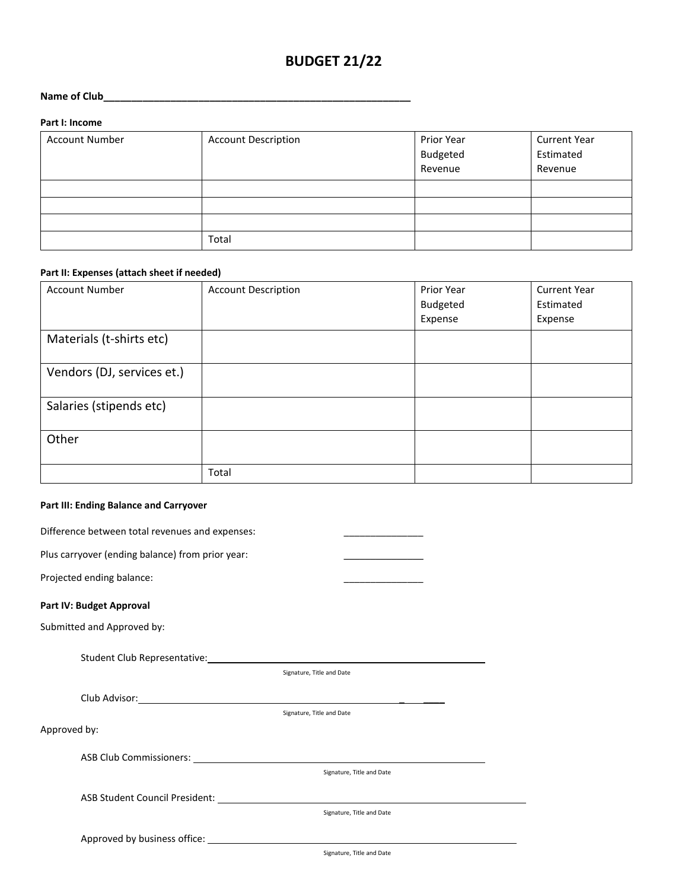# BUDGET 21/22

**Name of Club**_______________________________________________________

**Part I: Income**

| Account Number | Account Description | Prior Year Budgeted Revenue | Current Year Estimated Revenue |
|---|---|---|---|
| | | | |
| | | | |
| | | | |
| | Total | | |

**Part II: Expenses (attach sheet if needed)**

| Account Number | Account Description | Prior Year Budgeted Expense | Current Year Estimated Expense |
|---|---|---|---|
| Materials (t-shirts etc) | | | |
| Vendors (DJ, services et.) | | | |
| Salaries (stipends etc) | | | |
| Other | | | |
| | Total | | |

**Part III: Ending Balance and Carryover**

Difference between total revenues and expenses: _______________

Plus carryover (ending balance) from prior year: _______________

Projected ending balance: _______________

**Part IV: Budget Approval**

Submitted and Approved by:

Student Club Representative: _______________________________________________
Signature, Title and Date

Club Advisor: _______________________________________________
Signature, Title and Date

Approved by:

ASB Club Commissioners: _______________________________________________
Signature, Title and Date

ASB Student Council President: _______________________________________________
Signature, Title and Date

Approved by business office: _______________________________________________
Signature, Title and Date